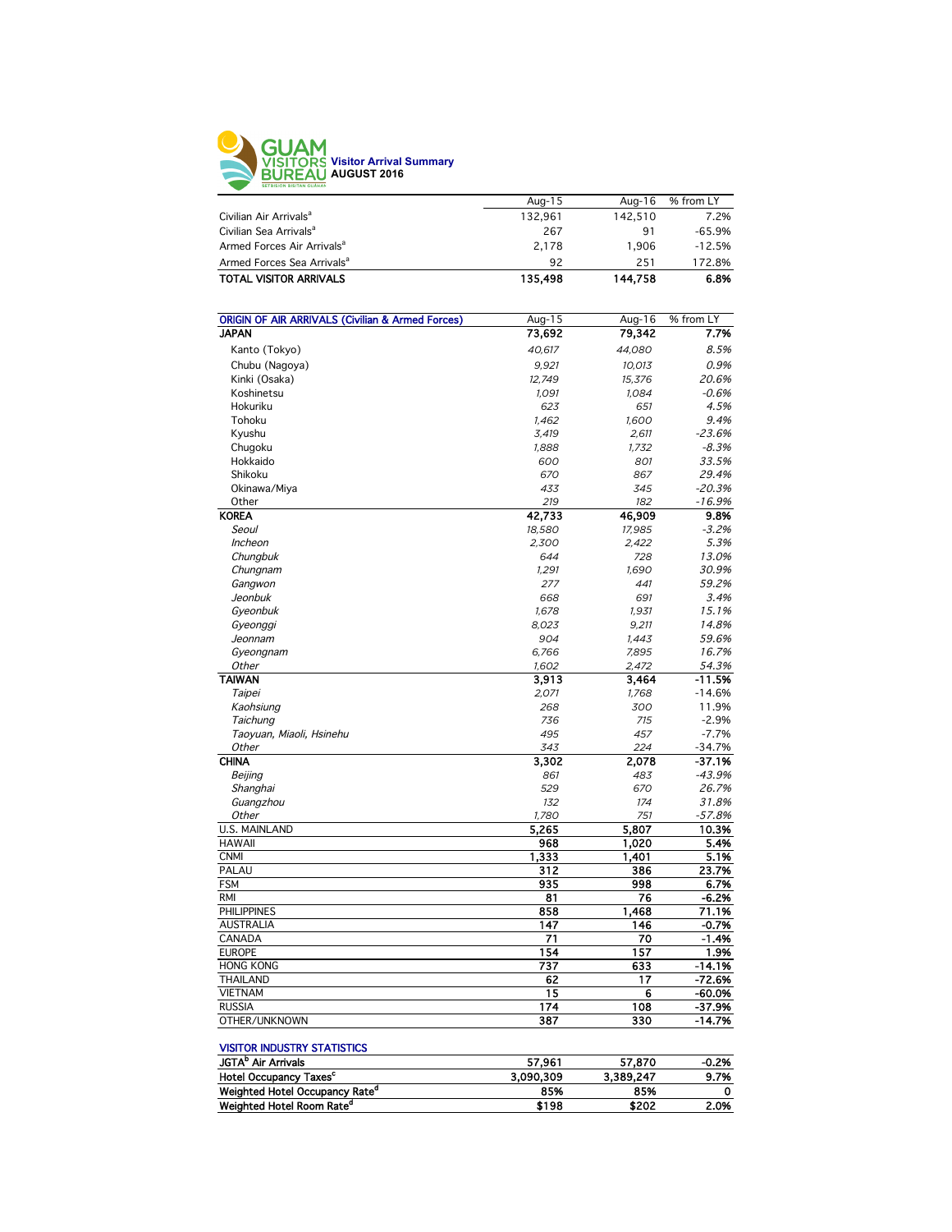# GUAM VISITORS BUREAU

**Visitor Arrival Summary**
**AUGUST 2016**

| | Aug-15 | Aug-16 | % from LY |
|---|---|---|---|
| Civilian Air Arrivals[a] | 132,961 | 142,510 | 7.2% |
| Civilian Sea Arrivals[a] | 267 | 91 | -65.9% |
| Armed Forces Air Arrivals[a] | 2,178 | 1,906 | -12.5% |
| Armed Forces Sea Arrivals[a] | 92 | 251 | 172.8% |
| **TOTAL VISITOR ARRIVALS** | **135,498** | **144,758** | **6.8%** |

| ORIGIN OF AIR ARRIVALS (Civilian & Armed Forces) | Aug-15 | Aug-16 | % from LY |
|---|---|---|---|
| **JAPAN** | **73,692** | **79,342** | **7.7%** |
| Kanto (Tokyo) | *40,617* | *44,080* | *8.5%* |
| Chubu (Nagoya) | *9,921* | *10,013* | *0.9%* |
| Kinki (Osaka) | *12,749* | *15,376* | *20.6%* |
| Koshinetsu | *1,091* | *1,084* | *-0.6%* |
| Hokuriku | *623* | *651* | *4.5%* |
| Tohoku | *1,462* | *1,600* | *9.4%* |
| Kyushu | *3,419* | *2,611* | *-23.6%* |
| Chugoku | *1,888* | *1,732* | *-8.3%* |
| Hokkaido | *600* | *801* | *33.5%* |
| Shikoku | *670* | *867* | *29.4%* |
| Okinawa/Miya | *433* | *345* | *-20.3%* |
| Other | *219* | *182* | *-16.9%* |
| **KOREA** | **42,733** | **46,909** | **9.8%** |
| *Seoul* | *18,580* | *17,985* | *-3.2%* |
| *Incheon* | *2,300* | *2,422* | *5.3%* |
| *Chungbuk* | *644* | *728* | *13.0%* |
| *Chungnam* | *1,291* | *1,690* | *30.9%* |
| *Gangwon* | *277* | *441* | *59.2%* |
| *Jeonbuk* | *668* | *691* | *3.4%* |
| *Gyeonbuk* | *1,678* | *1,931* | *15.1%* |
| *Gyeonggi* | *8,023* | *9,211* | *14.8%* |
| *Jeonnam* | *904* | *1,443* | *59.6%* |
| *Gyeongnam* | *6,766* | *7,895* | *16.7%* |
| *Other* | *1,602* | *2,472* | *54.3%* |
| **TAIWAN** | **3,913** | **3,464** | **-11.5%** |
| *Taipei* | *2,071* | *1,768* | -14.6% |
| *Kaohsiung* | *268* | *300* | 11.9% |
| *Taichung* | *736* | *715* | -2.9% |
| *Taoyuan, Miaoli, Hsinehu* | *495* | *457* | -7.7% |
| *Other* | *343* | *224* | -34.7% |
| **CHINA** | **3,302** | **2,078** | **-37.1%** |
| *Beijing* | *861* | *483* | *-43.9%* |
| *Shanghai* | *529* | *670* | *26.7%* |
| *Guangzhou* | *132* | *174* | *31.8%* |
| *Other* | *1,780* | *751* | *-57.8%* |
| U.S. MAINLAND | **5,265** | **5,807** | **10.3%** |
| HAWAII | **968** | **1,020** | **5.4%** |
| CNMI | **1,333** | **1,401** | **5.1%** |
| PALAU | **312** | **386** | **23.7%** |
| FSM | **935** | **998** | **6.7%** |
| RMI | **81** | **76** | **-6.2%** |
| PHILIPPINES | **858** | **1,468** | **71.1%** |
| AUSTRALIA | **147** | **146** | **-0.7%** |
| CANADA | **71** | **70** | **-1.4%** |
| EUROPE | **154** | **157** | **1.9%** |
| HONG KONG | **737** | **633** | **-14.1%** |
| THAILAND | **62** | **17** | **-72.6%** |
| VIETNAM | **15** | **6** | **-60.0%** |
| RUSSIA | **174** | **108** | **-37.9%** |
| OTHER/UNKNOWN | **387** | **330** | **-14.7%** |

| VISITOR INDUSTRY STATISTICS | | | |
|---|---|---|---|
| **JGTA[b] Air Arrivals** | **57,961** | **57,870** | **-0.2%** |
| **Hotel Occupancy Taxes[c]** | **3,090,309** | **3,389,247** | **9.7%** |
| **Weighted Hotel Occupancy Rate[d]** | **85%** | **85%** | **0** |
| **Weighted Hotel Room Rate[d]** | **$198** | **$202** | **2.0%** |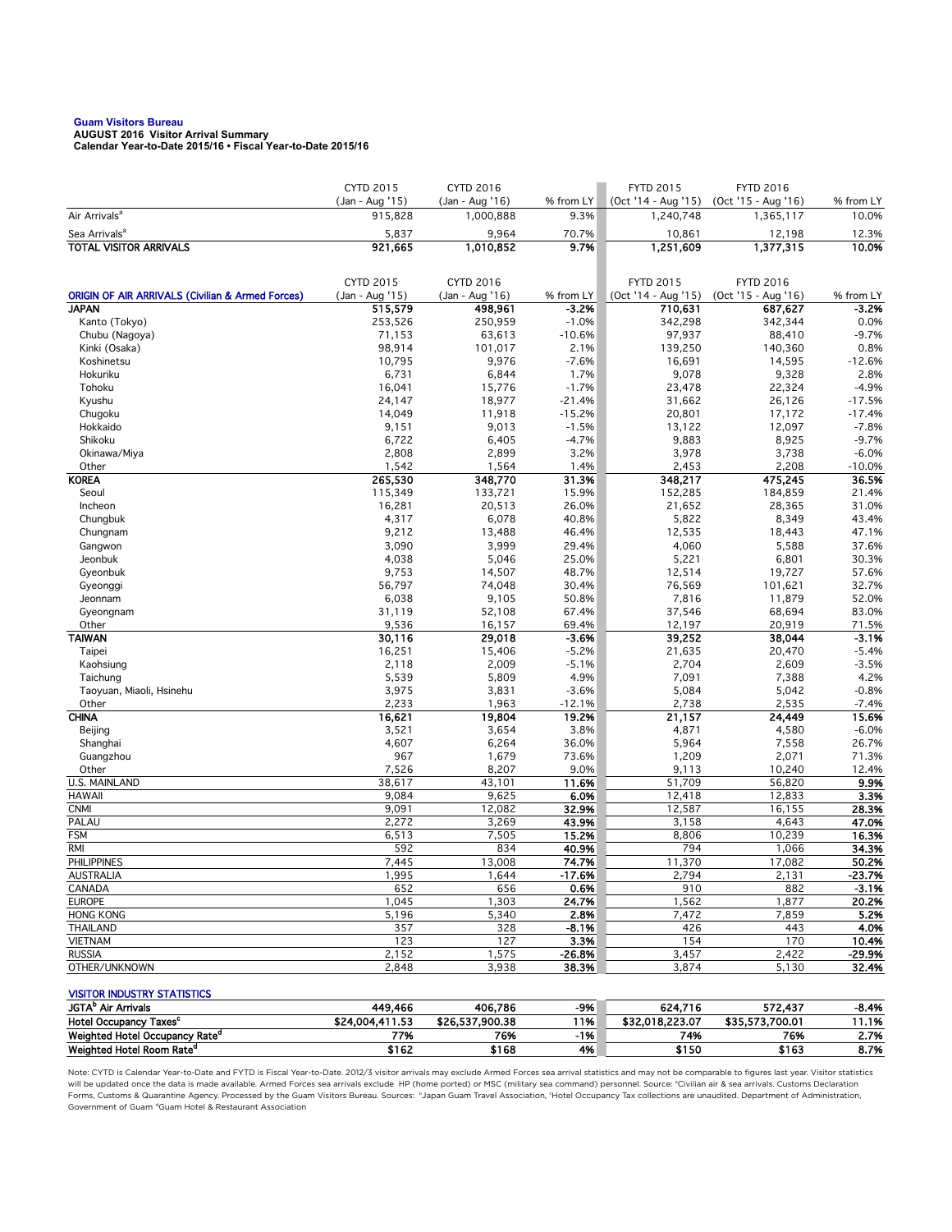**Guam Visitors Bureau**
**AUGUST 2016 Visitor Arrival Summary**
**Calendar Year-to-Date 2015/16 • Fiscal Year-to-Date 2015/16**

| | CYTD 2015 (Jan - Aug '15) | CYTD 2016 (Jan - Aug '16) | % from LY | FYTD 2015 (Oct '14 - Aug '15) | FYTD 2016 (Oct '15 - Aug '16) | % from LY |
|---|---|---|---|---|---|---|
| Air Arrivals[a] | 915,828 | 1,000,888 | 9.3% | 1,240,748 | 1,365,117 | 10.0% |
| Sea Arrivals[a] | 5,837 | 9,964 | 70.7% | 10,861 | 12,198 | 12.3% |
| **TOTAL VISITOR ARRIVALS** | **921,665** | **1,010,852** | **9.7%** | **1,251,609** | **1,377,315** | **10.0%** |

| ORIGIN OF AIR ARRIVALS (Civilian & Armed Forces) | CYTD 2015 (Jan - Aug '15) | CYTD 2016 (Jan - Aug '16) | % from LY | FYTD 2015 (Oct '14 - Aug '15) | FYTD 2016 (Oct '15 - Aug '16) | % from LY |
|---|---|---|---|---|---|---|
| **JAPAN** | **515,579** | **498,961** | **-3.2%** | **710,631** | **687,627** | **-3.2%** |
| Kanto (Tokyo) | 253,526 | 250,959 | -1.0% | 342,298 | 342,344 | 0.0% |
| Chubu (Nagoya) | 71,153 | 63,613 | -10.6% | 97,937 | 88,410 | -9.7% |
| Kinki (Osaka) | 98,914 | 101,017 | 2.1% | 139,250 | 140,360 | 0.8% |
| Koshinetsu | 10,795 | 9,976 | -7.6% | 16,691 | 14,595 | -12.6% |
| Hokuriku | 6,731 | 6,844 | 1.7% | 9,078 | 9,328 | 2.8% |
| Tohoku | 16,041 | 15,776 | -1.7% | 23,478 | 22,324 | -4.9% |
| Kyushu | 24,147 | 18,977 | -21.4% | 31,662 | 26,126 | -17.5% |
| Chugoku | 14,049 | 11,918 | -15.2% | 20,801 | 17,172 | -17.4% |
| Hokkaido | 9,151 | 9,013 | -1.5% | 13,122 | 12,097 | -7.8% |
| Shikoku | 6,722 | 6,405 | -4.7% | 9,883 | 8,925 | -9.7% |
| Okinawa/Miya | 2,808 | 2,899 | 3.2% | 3,978 | 3,738 | -6.0% |
| Other | 1,542 | 1,564 | 1.4% | 2,453 | 2,208 | -10.0% |
| **KOREA** | **265,530** | **348,770** | **31.3%** | **348,217** | **475,245** | **36.5%** |
| Seoul | 115,349 | 133,721 | 15.9% | 152,285 | 184,859 | 21.4% |
| Incheon | 16,281 | 20,513 | 26.0% | 21,652 | 28,365 | 31.0% |
| Chungbuk | 4,317 | 6,078 | 40.8% | 5,822 | 8,349 | 43.4% |
| Chungnam | 9,212 | 13,488 | 46.4% | 12,535 | 18,443 | 47.1% |
| Gangwon | 3,090 | 3,999 | 29.4% | 4,060 | 5,588 | 37.6% |
| Jeonbuk | 4,038 | 5,046 | 25.0% | 5,221 | 6,801 | 30.3% |
| Gyeonbuk | 9,753 | 14,507 | 48.7% | 12,514 | 19,727 | 57.6% |
| Gyeonggi | 56,797 | 74,048 | 30.4% | 76,569 | 101,621 | 32.7% |
| Jeonnam | 6,038 | 9,105 | 50.8% | 7,816 | 11,879 | 52.0% |
| Gyeongnam | 31,119 | 52,108 | 67.4% | 37,546 | 68,694 | 83.0% |
| Other | 9,536 | 16,157 | 69.4% | 12,197 | 20,919 | 71.5% |
| **TAIWAN** | **30,116** | **29,018** | **-3.6%** | **39,252** | **38,044** | **-3.1%** |
| Taipei | 16,251 | 15,406 | -5.2% | 21,635 | 20,470 | -5.4% |
| Kaohsiung | 2,118 | 2,009 | -5.1% | 2,704 | 2,609 | -3.5% |
| Taichung | 5,539 | 5,809 | 4.9% | 7,091 | 7,388 | 4.2% |
| Taoyuan, Miaoli, Hsinehu | 3,975 | 3,831 | -3.6% | 5,084 | 5,042 | -0.8% |
| Other | 2,233 | 1,963 | -12.1% | 2,738 | 2,535 | -7.4% |
| **CHINA** | **16,621** | **19,804** | **19.2%** | **21,157** | **24,449** | **15.6%** |
| Beijing | 3,521 | 3,654 | 3.8% | 4,871 | 4,580 | -6.0% |
| Shanghai | 4,607 | 6,264 | 36.0% | 5,964 | 7,558 | 26.7% |
| Guangzhou | 967 | 1,679 | 73.6% | 1,209 | 2,071 | 71.3% |
| Other | 7,526 | 8,207 | 9.0% | 9,113 | 10,240 | 12.4% |
| U.S. MAINLAND | 38,617 | 43,101 | **11.6%** | 51,709 | 56,820 | **9.9%** |
| HAWAII | 9,084 | 9,625 | **6.0%** | 12,418 | 12,833 | **3.3%** |
| CNMI | 9,091 | 12,082 | **32.9%** | 12,587 | 16,155 | **28.3%** |
| PALAU | 2,272 | 3,269 | **43.9%** | 3,158 | 4,643 | **47.0%** |
| FSM | 6,513 | 7,505 | **15.2%** | 8,806 | 10,239 | **16.3%** |
| RMI | 592 | 834 | **40.9%** | 794 | 1,066 | **34.3%** |
| PHILIPPINES | 7,445 | 13,008 | **74.7%** | 11,370 | 17,082 | **50.2%** |
| AUSTRALIA | 1,995 | 1,644 | **-17.6%** | 2,794 | 2,131 | **-23.7%** |
| CANADA | 652 | 656 | **0.6%** | 910 | 882 | **-3.1%** |
| EUROPE | 1,045 | 1,303 | **24.7%** | 1,562 | 1,877 | **20.2%** |
| HONG KONG | 5,196 | 5,340 | **2.8%** | 7,472 | 7,859 | **5.2%** |
| THAILAND | 357 | 328 | **-8.1%** | 426 | 443 | **4.0%** |
| VIETNAM | 123 | 127 | **3.3%** | 154 | 170 | **10.4%** |
| RUSSIA | 2,152 | 1,575 | **-26.8%** | 3,457 | 2,422 | **-29.9%** |
| OTHER/UNKNOWN | 2,848 | 3,938 | **38.3%** | 3,874 | 5,130 | **32.4%** |

| VISITOR INDUSTRY STATISTICS | CYTD 2015 | CYTD 2016 | % from LY | FYTD 2015 | FYTD 2016 | % from LY |
|---|---|---|---|---|---|---|
| **JGTA[b] Air Arrivals** | **449,466** | **406,786** | **-9%** | **624,716** | **572,437** | **-8.4%** |
| **Hotel Occupancy Taxes[c]** | **$24,004,411.53** | **$26,537,900.38** | **11%** | **$32,018,223.07** | **$35,573,700.01** | **11.1%** |
| **Weighted Hotel Occupancy Rate[d]** | **77%** | **76%** | **-1%** | **74%** | **76%** | **2.7%** |
| **Weighted Hotel Room Rate[d]** | **$162** | **$168** | **4%** | **$150** | **$163** | **8.7%** |

Note: CYTD is Calendar Year-to-Date and FYTD is Fiscal Year-to-Date. 2012/3 visitor arrivals may exclude Armed Forces sea arrival statistics and may not be comparable to figures last year. Visitor statistics will be updated once the data is made available. Armed Forces sea arrivals exclude HP (home ported) or MSC (military sea command) personnel. Source: [a]Civilian air & sea arrivals. Customs Declaration Forms, Customs & Quarantine Agency. Processed by the Guam Visitors Bureau. Sources: [b]Japan Guam Travel Association, [c]Hotel Occupancy Tax collections are unaudited. Department of Administration, Government of Guam [d]Guam Hotel & Restaurant Association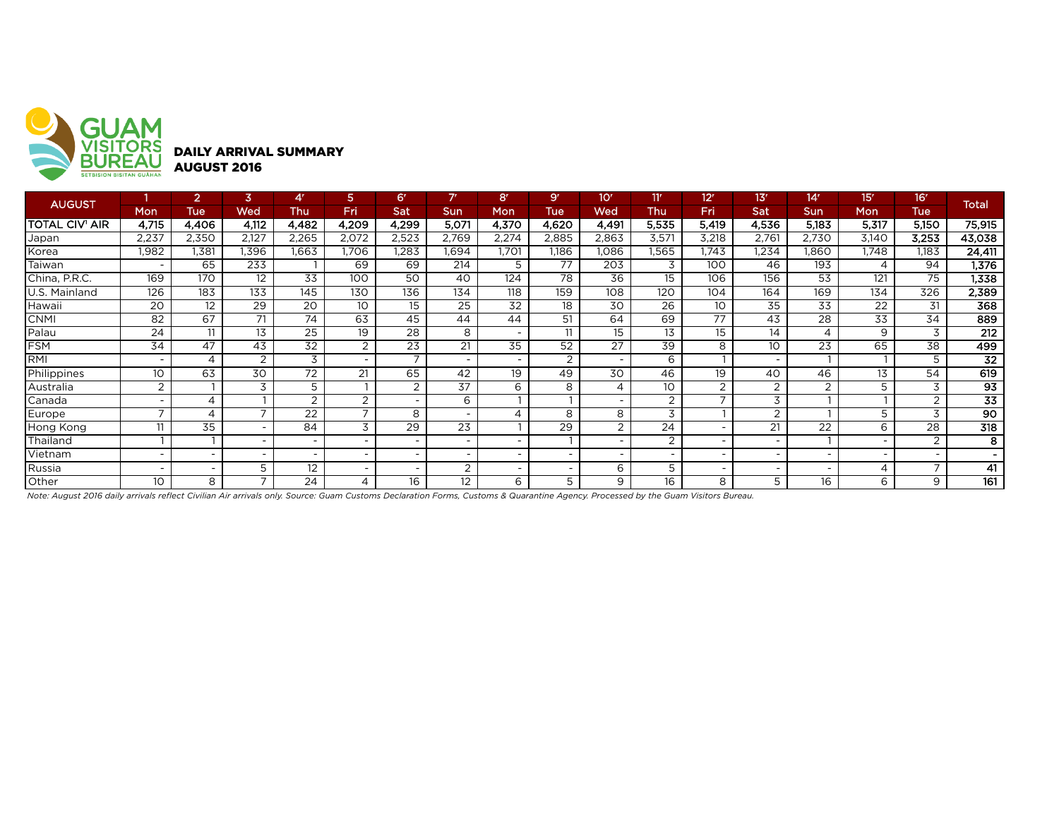GUAM VISITORS BUREAU
SETBISION BISITAN GUÅHAN

## DAILY ARRIVAL SUMMARY
## AUGUST 2016

| AUGUST | 1 | 2 | 3 | 4r | 5 | 6r | 7r | 8r | 9r | 10r | 11r | 12r | 13r | 14r | 15r | 16r | Total |
|---|---|---|---|---|---|---|---|---|---|---|---|---|---|---|---|---|---|
| | Mon | Tue | Wed | Thu | Fri | Sat | Sun | Mon | Tue | Wed | Thu | Fri | Sat | Sun | Mon | Tue | |
| **TOTAL CIV' AIR** | **4,715** | **4,406** | **4,112** | **4,482** | **4,209** | **4,299** | **5,071** | **4,370** | **4,620** | **4,491** | **5,535** | **5,419** | **4,536** | **5,183** | **5,317** | **5,150** | **75,915** |
| Japan | 2,237 | 2,350 | 2,127 | 2,265 | 2,072 | 2,523 | 2,769 | 2,274 | 2,885 | 2,863 | 3,571 | 3,218 | 2,761 | 2,730 | 3,140 | **3,253** | **43,038** |
| Korea | 1,982 | 1,381 | 1,396 | 1,663 | 1,706 | 1,283 | 1,694 | 1,701 | 1,186 | 1,086 | 1,565 | 1,743 | 1,234 | 1,860 | 1,748 | 1,183 | **24,411** |
| Taiwan | - | 65 | 233 | 1 | 69 | 69 | 214 | 5 | 77 | 203 | 3 | 100 | 46 | 193 | 4 | 94 | **1,376** |
| China, P.R.C. | 169 | 170 | 12 | 33 | 100 | 50 | 40 | 124 | 78 | 36 | 15 | 106 | 156 | 53 | 121 | 75 | **1,338** |
| U.S. Mainland | 126 | 183 | 133 | 145 | 130 | 136 | 134 | 118 | 159 | 108 | 120 | 104 | 164 | 169 | 134 | 326 | **2,389** |
| Hawaii | 20 | 12 | 29 | 20 | 10 | 15 | 25 | 32 | 18 | 30 | 26 | 10 | 35 | 33 | 22 | 31 | **368** |
| CNMI | 82 | 67 | 71 | 74 | 63 | 45 | 44 | 44 | 51 | 64 | 69 | 77 | 43 | 28 | 33 | 34 | **889** |
| Palau | 24 | 11 | 13 | 25 | 19 | 28 | 8 | - | 11 | 15 | 13 | 15 | 14 | 4 | 9 | 3 | **212** |
| FSM | 34 | 47 | 43 | 32 | 2 | 23 | 21 | 35 | 52 | 27 | 39 | 8 | 10 | 23 | 65 | 38 | **499** |
| RMI | - | 4 | 2 | 3 | - | 7 | - | - | 2 | - | 6 | 1 | - | 1 | 1 | 5 | **32** |
| Philippines | 10 | 63 | 30 | 72 | 21 | 65 | 42 | 19 | 49 | 30 | 46 | 19 | 40 | 46 | 13 | 54 | **619** |
| Australia | 2 | 1 | 3 | 5 | 1 | 2 | 37 | 6 | 8 | 4 | 10 | 2 | 2 | 2 | 5 | 3 | **93** |
| Canada | - | 4 | 1 | 2 | 2 | - | 6 | 1 | 1 | - | 2 | 7 | 3 | 1 | 1 | 2 | **33** |
| Europe | 7 | 4 | 7 | 22 | 7 | 8 | - | 4 | 8 | 8 | 3 | 1 | 2 | 1 | 5 | 3 | **90** |
| Hong Kong | 11 | 35 | - | 84 | 3 | 29 | 23 | 1 | 29 | 2 | 24 | - | 21 | 22 | 6 | 28 | **318** |
| Thailand | 1 | 1 | - | - | - | - | - | - | 1 | - | 2 | - | - | 1 | - | 2 | **8** |
| Vietnam | - | - | - | - | - | - | - | - | - | - | - | - | - | - | - | - | **-** |
| Russia | - | - | 5 | 12 | - | - | 2 | - | - | 6 | 5 | - | - | - | 4 | 7 | **41** |
| Other | 10 | 8 | 7 | 24 | 4 | 16 | 12 | 6 | 5 | 9 | 16 | 8 | 5 | 16 | 6 | 9 | **161** |

*Note: August 2016 daily arrivals reflect Civilian Air arrivals only. Source: Guam Customs Declaration Forms, Customs & Quarantine Agency. Processed by the Guam Visitors Bureau.*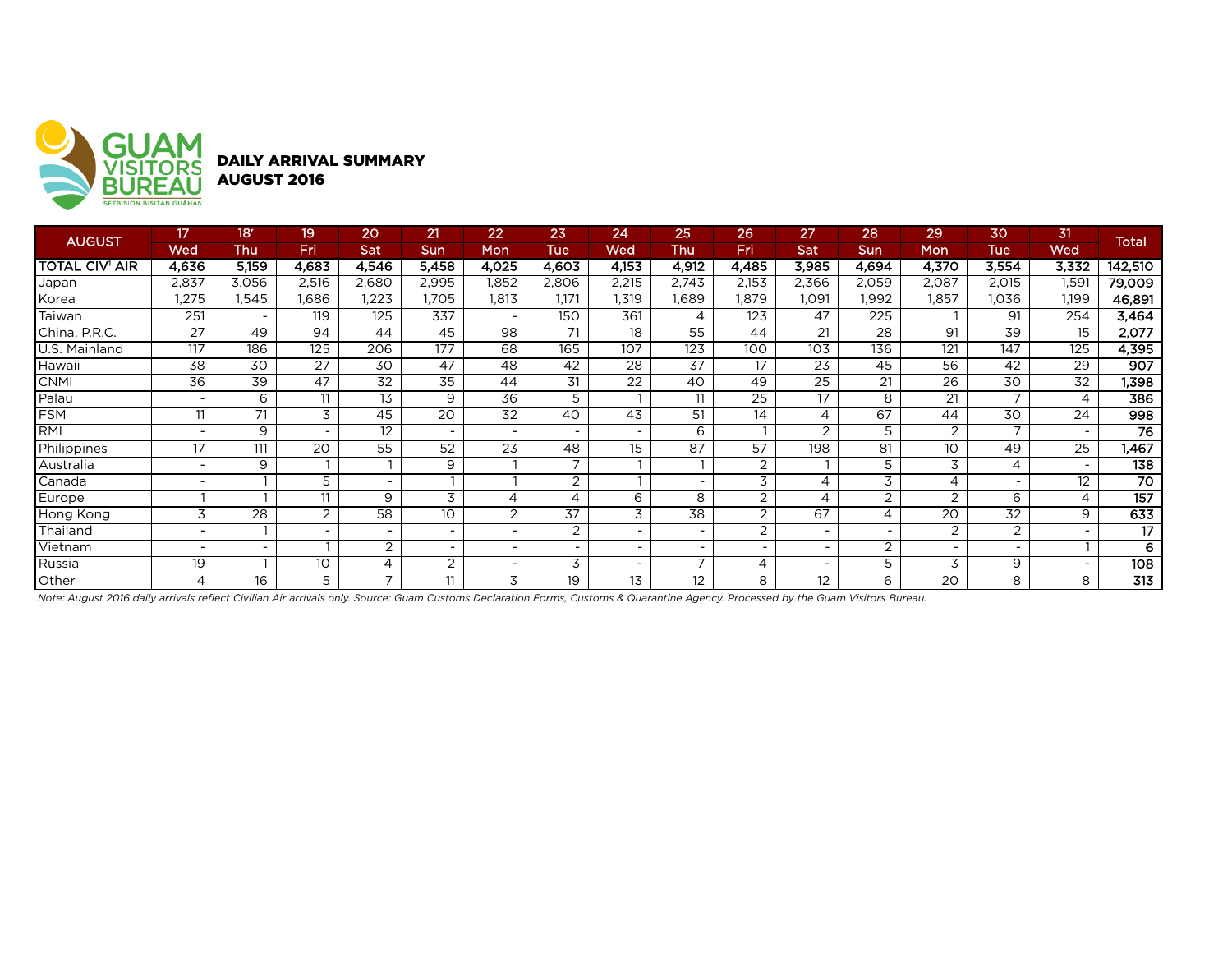GUAM VISITORS BUREAU
SETBISION BISITAN GUÅHAN

## DAILY ARRIVAL SUMMARY
## AUGUST 2016

| AUGUST | 17 | 18r | 19 | 20 | 21 | 22 | 23 | 24 | 25 | 26 | 27 | 28 | 29 | 30 | 31 | Total |
|---|---|---|---|---|---|---|---|---|---|---|---|---|---|---|---|---|
| | Wed | Thu | Fri | Sat | Sun | Mon | Tue | Wed | Thu | Fri | Sat | Sun | Mon | Tue | Wed | |
| **TOTAL CIV[1] AIR** | **4,636** | **5,159** | **4,683** | **4,546** | **5,458** | **4,025** | **4,603** | **4,153** | **4,912** | **4,485** | **3,985** | **4,694** | **4,370** | **3,554** | **3,332** | **142,510** |
| Japan | 2,837 | 3,056 | 2,516 | 2,680 | 2,995 | 1,852 | 2,806 | 2,215 | 2,743 | 2,153 | 2,366 | 2,059 | 2,087 | 2,015 | 1,591 | **79,009** |
| Korea | 1,275 | 1,545 | 1,686 | 1,223 | 1,705 | 1,813 | 1,171 | 1,319 | 1,689 | 1,879 | 1,091 | 1,992 | 1,857 | 1,036 | 1,199 | **46,891** |
| Taiwan | 251 | - | 119 | 125 | 337 | - | 150 | 361 | 4 | 123 | 47 | 225 | 1 | 91 | 254 | **3,464** |
| China, P.R.C. | 27 | 49 | 94 | 44 | 45 | 98 | 71 | 18 | 55 | 44 | 21 | 28 | 91 | 39 | 15 | **2,077** |
| U.S. Mainland | 117 | 186 | 125 | 206 | 177 | 68 | 165 | 107 | 123 | 100 | 103 | 136 | 121 | 147 | 125 | **4,395** |
| Hawaii | 38 | 30 | 27 | 30 | 47 | 48 | 42 | 28 | 37 | 17 | 23 | 45 | 56 | 42 | 29 | **907** |
| CNMI | 36 | 39 | 47 | 32 | 35 | 44 | 31 | 22 | 40 | 49 | 25 | 21 | 26 | 30 | 32 | **1,398** |
| Palau | - | 6 | 11 | 13 | 9 | 36 | 5 | 1 | 11 | 25 | 17 | 8 | 21 | 7 | 4 | **386** |
| FSM | 11 | 71 | 3 | 45 | 20 | 32 | 40 | 43 | 51 | 14 | 4 | 67 | 44 | 30 | 24 | **998** |
| RMI | - | 9 | - | 12 | - | - | - | - | 6 | 1 | 2 | 5 | 2 | 7 | - | **76** |
| Philippines | 17 | 111 | 20 | 55 | 52 | 23 | 48 | 15 | 87 | 57 | 198 | 81 | 10 | 49 | 25 | **1,467** |
| Australia | - | 9 | 1 | 1 | 9 | 1 | 7 | 1 | 1 | 2 | 1 | 5 | 3 | 4 | - | **138** |
| Canada | - | 1 | 5 | - | 1 | 1 | 2 | 1 | - | 3 | 4 | 3 | 4 | - | 12 | **70** |
| Europe | 1 | 1 | 11 | 9 | 3 | 4 | 4 | 6 | 8 | 2 | 4 | 2 | 2 | 6 | 4 | **157** |
| Hong Kong | 3 | 28 | 2 | 58 | 10 | 2 | 37 | 3 | 38 | 2 | 67 | 4 | 20 | 32 | 9 | **633** |
| Thailand | - | 1 | - | - | - | - | 2 | - | - | 2 | - | - | 2 | 2 | - | **17** |
| Vietnam | - | - | 1 | 2 | - | - | - | - | - | - | - | 2 | - | - | 1 | **6** |
| Russia | 19 | 1 | 10 | 4 | 2 | - | 3 | - | 7 | 4 | - | 5 | 3 | 9 | - | **108** |
| Other | 4 | 16 | 5 | 7 | 11 | 3 | 19 | 13 | 12 | 8 | 12 | 6 | 20 | 8 | 8 | **313** |

*Note: August 2016 daily arrivals reflect Civilian Air arrivals only. Source: Guam Customs Declaration Forms, Customs & Quarantine Agency. Processed by the Guam Visitors Bureau.*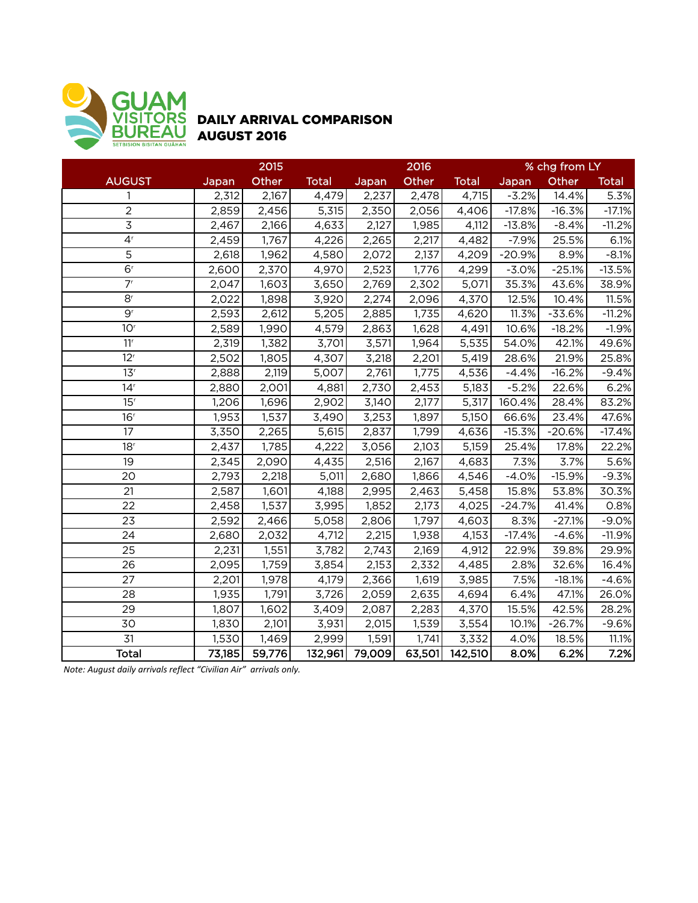GUAM VISITORS BUREAU
SETBISION BISITAN GUÅHAN

# DAILY ARRIVAL COMPARISON AUGUST 2016

| AUGUST | 2015 | | | 2016 | | | % chg from LY | | |
|---|---|---|---|---|---|---|---|---|---|
| | Japan | Other | Total | Japan | Other | Total | Japan | Other | Total |
| 1 | 2,312 | 2,167 | 4,479 | 2,237 | 2,478 | 4,715 | -3.2% | 14.4% | 5.3% |
| 2 | 2,859 | 2,456 | 5,315 | 2,350 | 2,056 | 4,406 | -17.8% | -16.3% | -17.1% |
| 3 | 2,467 | 2,166 | 4,633 | 2,127 | 1,985 | 4,112 | -13.8% | -8.4% | -11.2% |
| 4r | 2,459 | 1,767 | 4,226 | 2,265 | 2,217 | 4,482 | -7.9% | 25.5% | 6.1% |
| 5 | 2,618 | 1,962 | 4,580 | 2,072 | 2,137 | 4,209 | -20.9% | 8.9% | -8.1% |
| 6r | 2,600 | 2,370 | 4,970 | 2,523 | 1,776 | 4,299 | -3.0% | -25.1% | -13.5% |
| 7r | 2,047 | 1,603 | 3,650 | 2,769 | 2,302 | 5,071 | 35.3% | 43.6% | 38.9% |
| 8r | 2,022 | 1,898 | 3,920 | 2,274 | 2,096 | 4,370 | 12.5% | 10.4% | 11.5% |
| 9r | 2,593 | 2,612 | 5,205 | 2,885 | 1,735 | 4,620 | 11.3% | -33.6% | -11.2% |
| 10r | 2,589 | 1,990 | 4,579 | 2,863 | 1,628 | 4,491 | 10.6% | -18.2% | -1.9% |
| 11r | 2,319 | 1,382 | 3,701 | 3,571 | 1,964 | 5,535 | 54.0% | 42.1% | 49.6% |
| 12r | 2,502 | 1,805 | 4,307 | 3,218 | 2,201 | 5,419 | 28.6% | 21.9% | 25.8% |
| 13r | 2,888 | 2,119 | 5,007 | 2,761 | 1,775 | 4,536 | -4.4% | -16.2% | -9.4% |
| 14r | 2,880 | 2,001 | 4,881 | 2,730 | 2,453 | 5,183 | -5.2% | 22.6% | 6.2% |
| 15r | 1,206 | 1,696 | 2,902 | 3,140 | 2,177 | 5,317 | 160.4% | 28.4% | 83.2% |
| 16r | 1,953 | 1,537 | 3,490 | 3,253 | 1,897 | 5,150 | 66.6% | 23.4% | 47.6% |
| 17 | 3,350 | 2,265 | 5,615 | 2,837 | 1,799 | 4,636 | -15.3% | -20.6% | -17.4% |
| 18r | 2,437 | 1,785 | 4,222 | 3,056 | 2,103 | 5,159 | 25.4% | 17.8% | 22.2% |
| 19 | 2,345 | 2,090 | 4,435 | 2,516 | 2,167 | 4,683 | 7.3% | 3.7% | 5.6% |
| 20 | 2,793 | 2,218 | 5,011 | 2,680 | 1,866 | 4,546 | -4.0% | -15.9% | -9.3% |
| 21 | 2,587 | 1,601 | 4,188 | 2,995 | 2,463 | 5,458 | 15.8% | 53.8% | 30.3% |
| 22 | 2,458 | 1,537 | 3,995 | 1,852 | 2,173 | 4,025 | -24.7% | 41.4% | 0.8% |
| 23 | 2,592 | 2,466 | 5,058 | 2,806 | 1,797 | 4,603 | 8.3% | -27.1% | -9.0% |
| 24 | 2,680 | 2,032 | 4,712 | 2,215 | 1,938 | 4,153 | -17.4% | -4.6% | -11.9% |
| 25 | 2,231 | 1,551 | 3,782 | 2,743 | 2,169 | 4,912 | 22.9% | 39.8% | 29.9% |
| 26 | 2,095 | 1,759 | 3,854 | 2,153 | 2,332 | 4,485 | 2.8% | 32.6% | 16.4% |
| 27 | 2,201 | 1,978 | 4,179 | 2,366 | 1,619 | 3,985 | 7.5% | -18.1% | -4.6% |
| 28 | 1,935 | 1,791 | 3,726 | 2,059 | 2,635 | 4,694 | 6.4% | 47.1% | 26.0% |
| 29 | 1,807 | 1,602 | 3,409 | 2,087 | 2,283 | 4,370 | 15.5% | 42.5% | 28.2% |
| 30 | 1,830 | 2,101 | 3,931 | 2,015 | 1,539 | 3,554 | 10.1% | -26.7% | -9.6% |
| 31 | 1,530 | 1,469 | 2,999 | 1,591 | 1,741 | 3,332 | 4.0% | 18.5% | 11.1% |
| **Total** | **73,185** | **59,776** | **132,961** | **79,009** | **63,501** | **142,510** | **8.0%** | **6.2%** | **7.2%** |

*Note: August daily arrivals reflect "Civilian Air" arrivals only.*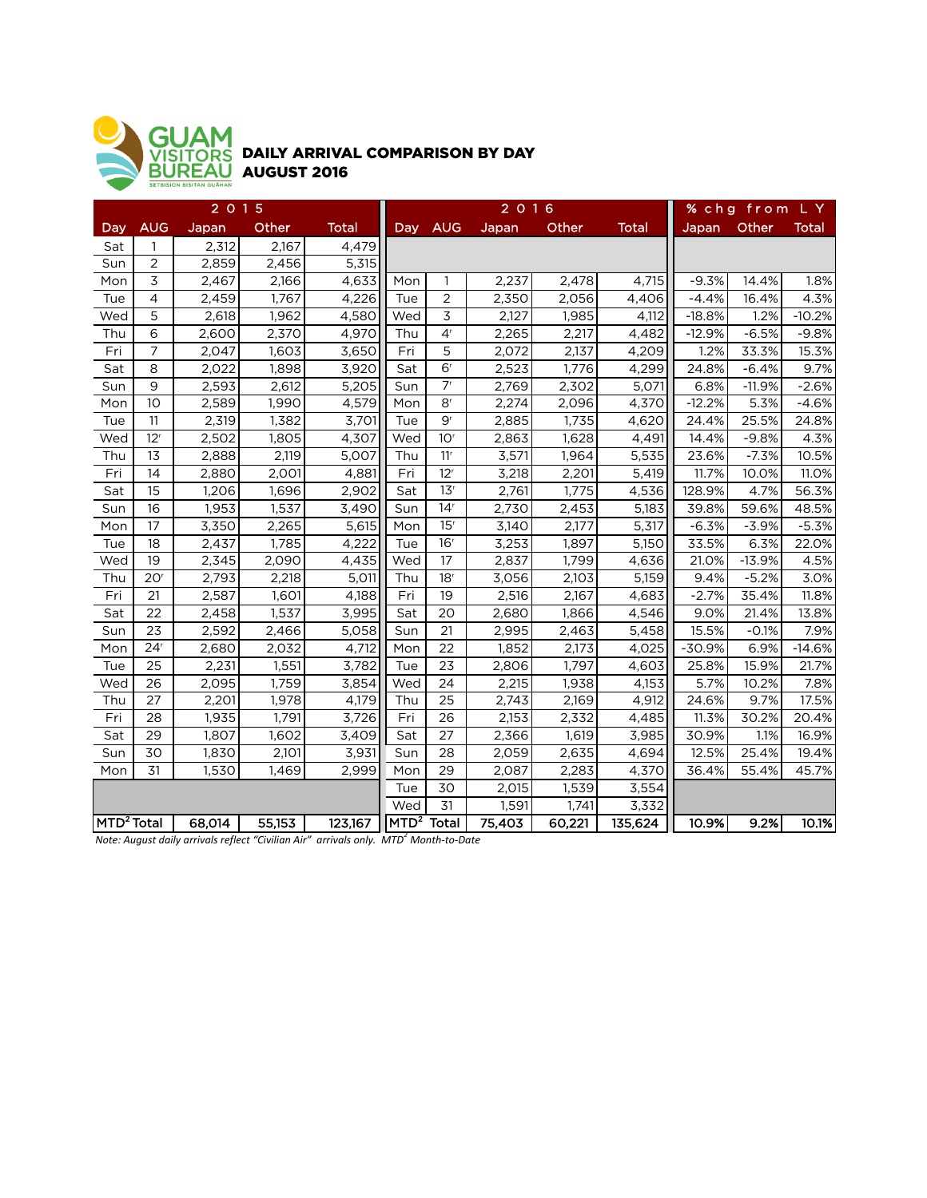GUAM VISITORS BUREAU
SETBISION BISITAN GUÅHAN

# DAILY ARRIVAL COMPARISON BY DAY
# AUGUST 2016

| 2015 | | | | | 2016 | | | | | % chg from LY | | |
|---|---|---|---|---|---|---|---|---|---|---|---|---|
| Day | AUG | Japan | Other | Total | Day | AUG | Japan | Other | Total | Japan | Other | Total |
| Sat | 1 | 2,312 | 2,167 | 4,479 | | | | | | | | |
| Sun | 2 | 2,859 | 2,456 | 5,315 | | | | | | | | |
| Mon | 3 | 2,467 | 2,166 | 4,633 | Mon | 1 | 2,237 | 2,478 | 4,715 | -9.3% | 14.4% | 1.8% |
| Tue | 4 | 2,459 | 1,767 | 4,226 | Tue | 2 | 2,350 | 2,056 | 4,406 | -4.4% | 16.4% | 4.3% |
| Wed | 5 | 2,618 | 1,962 | 4,580 | Wed | 3 | 2,127 | 1,985 | 4,112 | -18.8% | 1.2% | -10.2% |
| Thu | 6 | 2,600 | 2,370 | 4,970 | Thu | 4[r] | 2,265 | 2,217 | 4,482 | -12.9% | -6.5% | -9.8% |
| Fri | 7 | 2,047 | 1,603 | 3,650 | Fri | 5 | 2,072 | 2,137 | 4,209 | 1.2% | 33.3% | 15.3% |
| Sat | 8 | 2,022 | 1,898 | 3,920 | Sat | 6[r] | 2,523 | 1,776 | 4,299 | 24.8% | -6.4% | 9.7% |
| Sun | 9 | 2,593 | 2,612 | 5,205 | Sun | 7[r] | 2,769 | 2,302 | 5,071 | 6.8% | -11.9% | -2.6% |
| Mon | 10 | 2,589 | 1,990 | 4,579 | Mon | 8[r] | 2,274 | 2,096 | 4,370 | -12.2% | 5.3% | -4.6% |
| Tue | 11 | 2,319 | 1,382 | 3,701 | Tue | 9[r] | 2,885 | 1,735 | 4,620 | 24.4% | 25.5% | 24.8% |
| Wed | 12[r] | 2,502 | 1,805 | 4,307 | Wed | 10[r] | 2,863 | 1,628 | 4,491 | 14.4% | -9.8% | 4.3% |
| Thu | 13 | 2,888 | 2,119 | 5,007 | Thu | 11[r] | 3,571 | 1,964 | 5,535 | 23.6% | -7.3% | 10.5% |
| Fri | 14 | 2,880 | 2,001 | 4,881 | Fri | 12[r] | 3,218 | 2,201 | 5,419 | 11.7% | 10.0% | 11.0% |
| Sat | 15 | 1,206 | 1,696 | 2,902 | Sat | 13[r] | 2,761 | 1,775 | 4,536 | 128.9% | 4.7% | 56.3% |
| Sun | 16 | 1,953 | 1,537 | 3,490 | Sun | 14[r] | 2,730 | 2,453 | 5,183 | 39.8% | 59.6% | 48.5% |
| Mon | 17 | 3,350 | 2,265 | 5,615 | Mon | 15[r] | 3,140 | 2,177 | 5,317 | -6.3% | -3.9% | -5.3% |
| Tue | 18 | 2,437 | 1,785 | 4,222 | Tue | 16[r] | 3,253 | 1,897 | 5,150 | 33.5% | 6.3% | 22.0% |
| Wed | 19 | 2,345 | 2,090 | 4,435 | Wed | 17 | 2,837 | 1,799 | 4,636 | 21.0% | -13.9% | 4.5% |
| Thu | 20[r] | 2,793 | 2,218 | 5,011 | Thu | 18[r] | 3,056 | 2,103 | 5,159 | 9.4% | -5.2% | 3.0% |
| Fri | 21 | 2,587 | 1,601 | 4,188 | Fri | 19 | 2,516 | 2,167 | 4,683 | -2.7% | 35.4% | 11.8% |
| Sat | 22 | 2,458 | 1,537 | 3,995 | Sat | 20 | 2,680 | 1,866 | 4,546 | 9.0% | 21.4% | 13.8% |
| Sun | 23 | 2,592 | 2,466 | 5,058 | Sun | 21 | 2,995 | 2,463 | 5,458 | 15.5% | -0.1% | 7.9% |
| Mon | 24[r] | 2,680 | 2,032 | 4,712 | Mon | 22 | 1,852 | 2,173 | 4,025 | -30.9% | 6.9% | -14.6% |
| Tue | 25 | 2,231 | 1,551 | 3,782 | Tue | 23 | 2,806 | 1,797 | 4,603 | 25.8% | 15.9% | 21.7% |
| Wed | 26 | 2,095 | 1,759 | 3,854 | Wed | 24 | 2,215 | 1,938 | 4,153 | 5.7% | 10.2% | 7.8% |
| Thu | 27 | 2,201 | 1,978 | 4,179 | Thu | 25 | 2,743 | 2,169 | 4,912 | 24.6% | 9.7% | 17.5% |
| Fri | 28 | 1,935 | 1,791 | 3,726 | Fri | 26 | 2,153 | 2,332 | 4,485 | 11.3% | 30.2% | 20.4% |
| Sat | 29 | 1,807 | 1,602 | 3,409 | Sat | 27 | 2,366 | 1,619 | 3,985 | 30.9% | 1.1% | 16.9% |
| Sun | 30 | 1,830 | 2,101 | 3,931 | Sun | 28 | 2,059 | 2,635 | 4,694 | 12.5% | 25.4% | 19.4% |
| Mon | 31 | 1,530 | 1,469 | 2,999 | Mon | 29 | 2,087 | 2,283 | 4,370 | 36.4% | 55.4% | 45.7% |
| | | | | | Tue | 30 | 2,015 | 1,539 | 3,554 | | | |
| | | | | | Wed | 31 | 1,591 | 1,741 | 3,332 | | | |
| **MTD[2] Total** | | **68,014** | **55,153** | **123,167** | **MTD[2] Total** | | **75,403** | **60,221** | **135,624** | **10.9%** | **9.2%** | **10.1%** |

*Note: August daily arrivals reflect "Civilian Air" arrivals only. MTD[2] Month-to-Date*